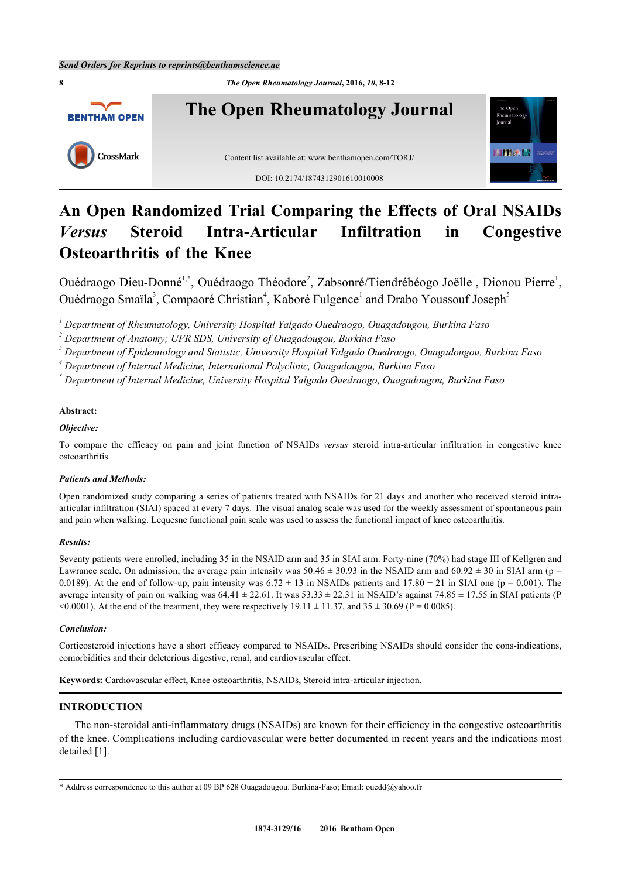# An Open Randomized Trial Comparing the Effects of Oral NSAIDs *Versus* Steroid Intra-Articular Infiltration in Congestive Osteoarthritis of the Knee

Ouédraogo Dieu-Donné[1,*], Ouédraogo Théodore[2], Zabsonré/Tiendrébéogo Joëlle[1], Dionou Pierre[1], Ouédraogo Smaïla[3], Compaoré Christian[4], Kaboré Fulgence[1] and Drabo Youssouf Joseph[5]

[1] *Department of Rheumatology, University Hospital Yalgado Ouedraogo, Ouagadougou, Burkina Faso*
[2] *Department of Anatomy; UFR SDS, University of Ouagadougou, Burkina Faso*
[3] *Department of Epidemiology and Statistic, University Hospital Yalgado Ouedraogo, Ouagadougou, Burkina Faso*
[4] *Department of Internal Medicine, International Polyclinic, Ouagadougou, Burkina Faso*
[5] *Department of Internal Medicine, University Hospital Yalgado Ouedraogo, Ouagadougou, Burkina Faso*

**Abstract:**

***Objective:***

To compare the efficacy on pain and joint function of NSAIDs *versus* steroid intra-articular infiltration in congestive knee osteoarthritis.

***Patients and Methods:***

Open randomized study comparing a series of patients treated with NSAIDs for 21 days and another who received steroid intra-articular infiltration (SIAI) spaced at every 7 days. The visual analog scale was used for the weekly assessment of spontaneous pain and pain when walking. Lequesne functional pain scale was used to assess the functional impact of knee osteoarthritis.

***Results:***

Seventy patients were enrolled, including 35 in the NSAID arm and 35 in SIAI arm. Forty-nine (70%) had stage III of Kellgren and Lawrance scale. On admission, the average pain intensity was 50.46 ± 30.93 in the NSAID arm and 60.92 ± 30 in SIAI arm (p = 0.0189). At the end of follow-up, pain intensity was 6.72 ± 13 in NSAIDs patients and 17.80 ± 21 in SIAI one (p = 0.001). The average intensity of pain on walking was 64.41 ± 22.61. It was 53.33 ± 22.31 in NSAID's against 74.85 ± 17.55 in SIAI patients (P <0.0001). At the end of the treatment, they were respectively 19.11 ± 11.37, and 35 ± 30.69 (P = 0.0085).

***Conclusion:***

Corticosteroid injections have a short efficacy compared to NSAIDs. Prescribing NSAIDs should consider the cons-indications, comorbidities and their deleterious digestive, renal, and cardiovascular effect.

**Keywords:** Cardiovascular effect, Knee osteoarthritis, NSAIDs, Steroid intra-articular injection.

## INTRODUCTION

The non-steroidal anti-inflammatory drugs (NSAIDs) are known for their efficiency in the congestive osteoarthritis of the knee. Complications including cardiovascular were better documented in recent years and the indications most detailed [1].

\* Address correspondence to this author at 09 BP 628 Ouagadougou. Burkina-Faso; Email: ouedd@yahoo.fr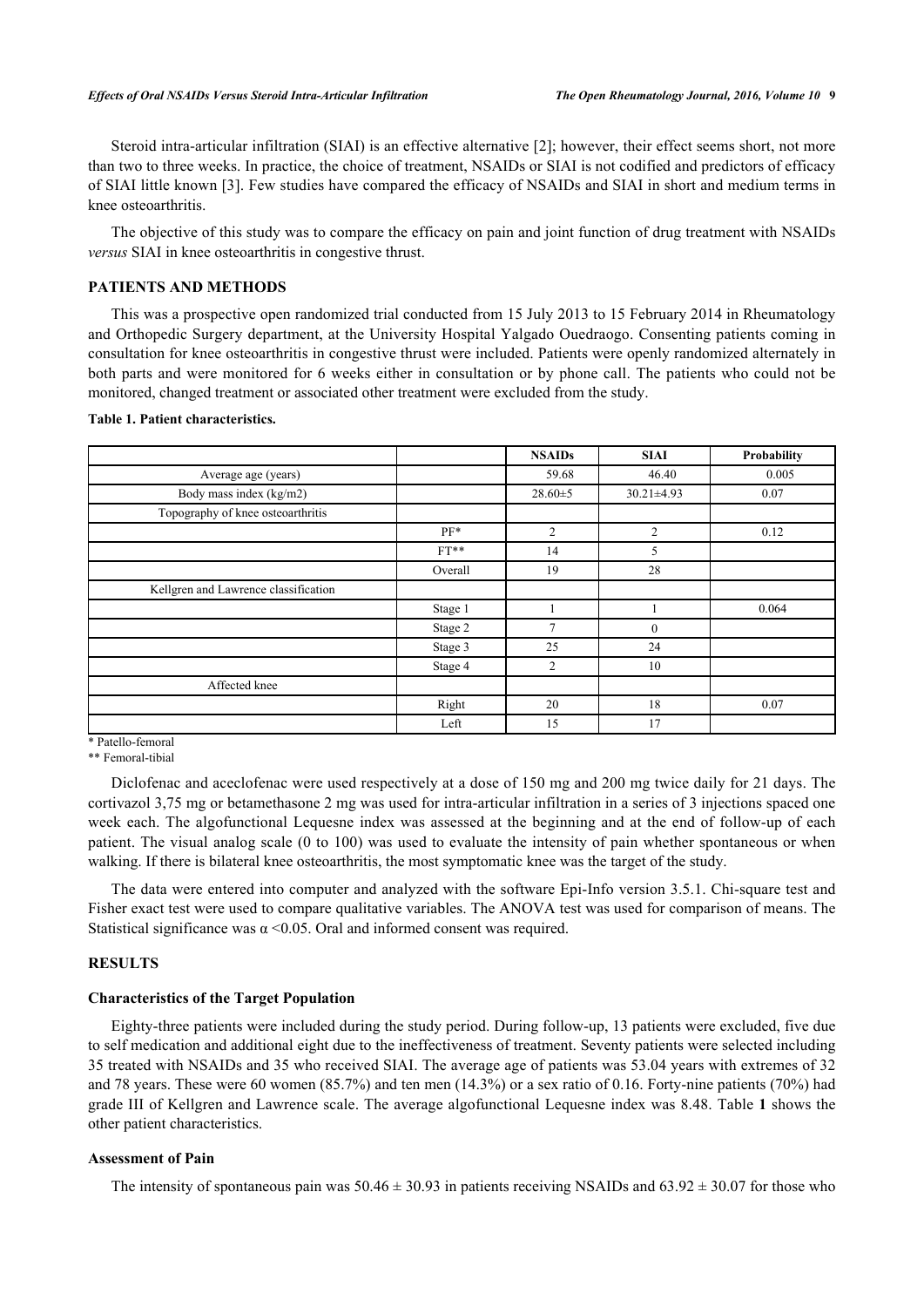Steroid intra-articular infiltration (SIAI) is an effective alternative [2]; however, their effect seems short, not more than two to three weeks. In practice, the choice of treatment, NSAIDs or SIAI is not codified and predictors of efficacy of SIAI little known [3]. Few studies have compared the efficacy of NSAIDs and SIAI in short and medium terms in knee osteoarthritis.

The objective of this study was to compare the efficacy on pain and joint function of drug treatment with NSAIDs *versus* SIAI in knee osteoarthritis in congestive thrust.

## PATIENTS AND METHODS

This was a prospective open randomized trial conducted from 15 July 2013 to 15 February 2014 in Rheumatology and Orthopedic Surgery department, at the University Hospital Yalgado Ouedraogo. Consenting patients coming in consultation for knee osteoarthritis in congestive thrust were included. Patients were openly randomized alternately in both parts and were monitored for 6 weeks either in consultation or by phone call. The patients who could not be monitored, changed treatment or associated other treatment were excluded from the study.

**Table 1. Patient characteristics.**

| | | NSAIDs | SIAI | Probability |
|---|---|---|---|---|
| Average age (years) | | 59.68 | 46.40 | 0.005 |
| Body mass index (kg/m2) | | 28.60±5 | 30.21±4.93 | 0.07 |
| Topography of knee osteoarthritis | | | | |
| | PF* | 2 | 2 | 0.12 |
| | FT** | 14 | 5 | |
| | Overall | 19 | 28 | |
| Kellgren and Lawrence classification | | | | |
| | Stage 1 | 1 | 1 | 0.064 |
| | Stage 2 | 7 | 0 | |
| | Stage 3 | 25 | 24 | |
| | Stage 4 | 2 | 10 | |
| Affected knee | | | | |
| | Right | 20 | 18 | 0.07 |
| | Left | 15 | 17 | |

\* Patello-femoral

\*\* Femoral-tibial

Diclofenac and aceclofenac were used respectively at a dose of 150 mg and 200 mg twice daily for 21 days. The cortivazol 3,75 mg or betamethasone 2 mg was used for intra-articular infiltration in a series of 3 injections spaced one week each. The algofunctional Lequesne index was assessed at the beginning and at the end of follow-up of each patient. The visual analog scale (0 to 100) was used to evaluate the intensity of pain whether spontaneous or when walking. If there is bilateral knee osteoarthritis, the most symptomatic knee was the target of the study.

The data were entered into computer and analyzed with the software Epi-Info version 3.5.1. Chi-square test and Fisher exact test were used to compare qualitative variables. The ANOVA test was used for comparison of means. The Statistical significance was $\alpha < 0.05$. Oral and informed consent was required.

## RESULTS

### Characteristics of the Target Population

Eighty-three patients were included during the study period. During follow-up, 13 patients were excluded, five due to self medication and additional eight due to the ineffectiveness of treatment. Seventy patients were selected including 35 treated with NSAIDs and 35 who received SIAI. The average age of patients was 53.04 years with extremes of 32 and 78 years. These were 60 women (85.7%) and ten men (14.3%) or a sex ratio of 0.16. Forty-nine patients (70%) had grade III of Kellgren and Lawrence scale. The average algofunctional Lequesne index was 8.48. Table **1** shows the other patient characteristics.

### Assessment of Pain

The intensity of spontaneous pain was $50.46 \pm 30.93$ in patients receiving NSAIDs and $63.92 \pm 30.07$ for those who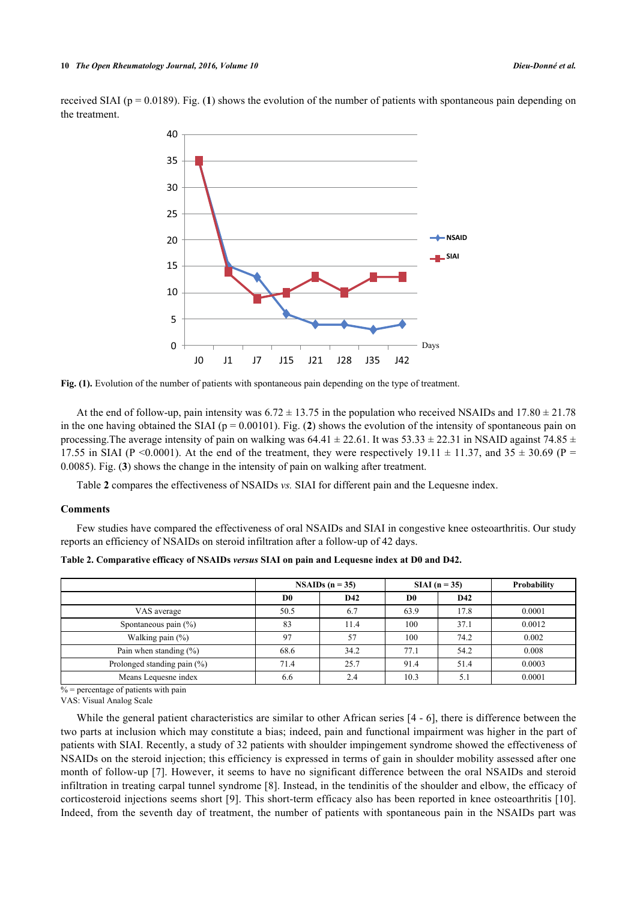received SIAI (p = 0.0189). Fig. (**1**) shows the evolution of the number of patients with spontaneous pain depending on the treatment.

**Fig. (1).** Evolution of the number of patients with spontaneous pain depending on the type of treatment.

At the end of follow-up, pain intensity was 6.72 ± 13.75 in the population who received NSAIDs and 17.80 ± 21.78 in the one having obtained the SIAI (p = 0.00101). Fig. (**2**) shows the evolution of the intensity of spontaneous pain on processing.The average intensity of pain on walking was 64.41 ± 22.61. It was 53.33 ± 22.31 in NSAID against 74.85 ± 17.55 in SIAI (P <0.0001). At the end of the treatment, they were respectively 19.11 ± 11.37, and 35 ± 30.69 (P = 0.0085). Fig. (**3**) shows the change in the intensity of pain on walking after treatment.

Table **2** compares the effectiveness of NSAIDs *vs.* SIAI for different pain and the Lequesne index.

## Comments

Few studies have compared the effectiveness of oral NSAIDs and SIAI in congestive knee osteoarthritis. Our study reports an efficiency of NSAIDs on steroid infiltration after a follow-up of 42 days.

**Table 2. Comparative efficacy of NSAIDs *versus* SIAI on pain and Lequesne index at D0 and D42.**

| | NSAIDs (n = 35) | | SIAI (n = 35) | | Probability |
|---|---|---|---|---|---|
| | D0 | D42 | D0 | D42 | |
| VAS average | 50.5 | 6.7 | 63.9 | 17.8 | 0.0001 |
| Spontaneous pain (%) | 83 | 11.4 | 100 | 37.1 | 0.0012 |
| Walking pain (%) | 97 | 57 | 100 | 74.2 | 0.002 |
| Pain when standing (%) | 68.6 | 34.2 | 77.1 | 54.2 | 0.008 |
| Prolonged standing pain (%) | 71.4 | 25.7 | 91.4 | 51.4 | 0.0003 |
| Means Lequesne index | 6.6 | 2.4 | 10.3 | 5.1 | 0.0001 |

% = percentage of patients with pain
VAS: Visual Analog Scale

While the general patient characteristics are similar to other African series [4 - 6], there is difference between the two parts at inclusion which may constitute a bias; indeed, pain and functional impairment was higher in the part of patients with SIAI. Recently, a study of 32 patients with shoulder impingement syndrome showed the effectiveness of NSAIDs on the steroid injection; this efficiency is expressed in terms of gain in shoulder mobility assessed after one month of follow-up [7]. However, it seems to have no significant difference between the oral NSAIDs and steroid infiltration in treating carpal tunnel syndrome [8]. Instead, in the tendinitis of the shoulder and elbow, the efficacy of corticosteroid injections seems short [9]. This short-term efficacy also has been reported in knee osteoarthritis [10]. Indeed, from the seventh day of treatment, the number of patients with spontaneous pain in the NSAIDs part was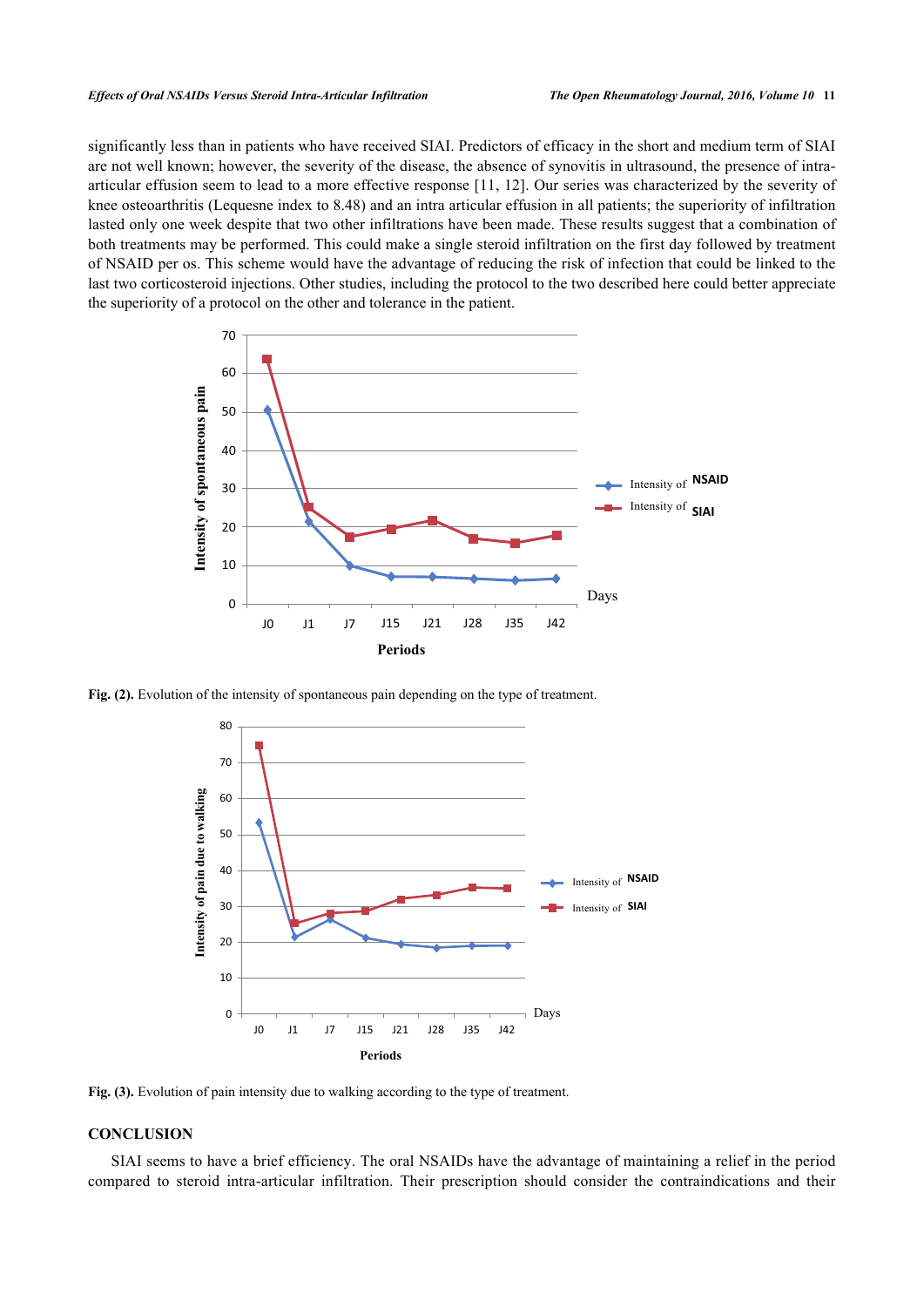significantly less than in patients who have received SIAI. Predictors of efficacy in the short and medium term of SIAI are not well known; however, the severity of the disease, the absence of synovitis in ultrasound, the presence of intra-articular effusion seem to lead to a more effective response [11, 12]. Our series was characterized by the severity of knee osteoarthritis (Lequesne index to 8.48) and an intra articular effusion in all patients; the superiority of infiltration lasted only one week despite that two other infiltrations have been made. These results suggest that a combination of both treatments may be performed. This could make a single steroid infiltration on the first day followed by treatment of NSAID per os. This scheme would have the advantage of reducing the risk of infection that could be linked to the last two corticosteroid injections. Other studies, including the protocol to the two described here could better appreciate the superiority of a protocol on the other and tolerance in the patient.

**Fig. (2).** Evolution of the intensity of spontaneous pain depending on the type of treatment.

**Fig. (3).** Evolution of pain intensity due to walking according to the type of treatment.

## CONCLUSION

SIAI seems to have a brief efficiency. The oral NSAIDs have the advantage of maintaining a relief in the period compared to steroid intra-articular infiltration. Their prescription should consider the contraindications and their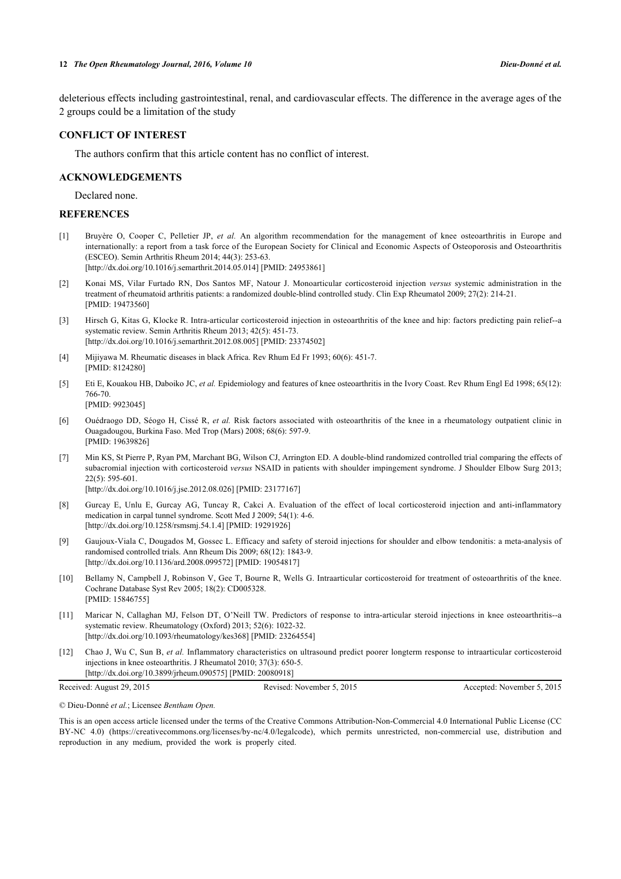deleterious effects including gastrointestinal, renal, and cardiovascular effects. The difference in the average ages of the 2 groups could be a limitation of the study

## CONFLICT OF INTEREST

The authors confirm that this article content has no conflict of interest.

## ACKNOWLEDGEMENTS

Declared none.

## REFERENCES

[1] Bruyère O, Cooper C, Pelletier JP, *et al.* An algorithm recommendation for the management of knee osteoarthritis in Europe and internationally: a report from a task force of the European Society for Clinical and Economic Aspects of Osteoporosis and Osteoarthritis (ESCEO). Semin Arthritis Rheum 2014; 44(3): 253-63. [http://dx.doi.org/10.1016/j.semarthrit.2014.05.014] [PMID: 24953861]

[2] Konai MS, Vilar Furtado RN, Dos Santos MF, Natour J. Monoarticular corticosteroid injection *versus* systemic administration in the treatment of rheumatoid arthritis patients: a randomized double-blind controlled study. Clin Exp Rheumatol 2009; 27(2): 214-21. [PMID: 19473560]

[3] Hirsch G, Kitas G, Klocke R. Intra-articular corticosteroid injection in osteoarthritis of the knee and hip: factors predicting pain relief--a systematic review. Semin Arthritis Rheum 2013; 42(5): 451-73. [http://dx.doi.org/10.1016/j.semarthrit.2012.08.005] [PMID: 23374502]

[4] Mijiyawa M. Rheumatic diseases in black Africa. Rev Rhum Ed Fr 1993; 60(6): 451-7. [PMID: 8124280]

[5] Eti E, Kouakou HB, Daboiko JC, *et al.* Epidemiology and features of knee osteoarthritis in the Ivory Coast. Rev Rhum Engl Ed 1998; 65(12): 766-70. [PMID: 9923045]

[6] Ouédraogo DD, Séogo H, Cissé R, *et al.* Risk factors associated with osteoarthritis of the knee in a rheumatology outpatient clinic in Ouagadougou, Burkina Faso. Med Trop (Mars) 2008; 68(6): 597-9. [PMID: 19639826]

[7] Min KS, St Pierre P, Ryan PM, Marchant BG, Wilson CJ, Arrington ED. A double-blind randomized controlled trial comparing the effects of subacromial injection with corticosteroid *versus* NSAID in patients with shoulder impingement syndrome. J Shoulder Elbow Surg 2013; 22(5): 595-601. [http://dx.doi.org/10.1016/j.jse.2012.08.026] [PMID: 23177167]

[8] Gurcay E, Unlu E, Gurcay AG, Tuncay R, Cakci A. Evaluation of the effect of local corticosteroid injection and anti-inflammatory medication in carpal tunnel syndrome. Scott Med J 2009; 54(1): 4-6. [http://dx.doi.org/10.1258/rsmsmj.54.1.4] [PMID: 19291926]

[9] Gaujoux-Viala C, Dougados M, Gossec L. Efficacy and safety of steroid injections for shoulder and elbow tendonitis: a meta-analysis of randomised controlled trials. Ann Rheum Dis 2009; 68(12): 1843-9. [http://dx.doi.org/10.1136/ard.2008.099572] [PMID: 19054817]

[10] Bellamy N, Campbell J, Robinson V, Gee T, Bourne R, Wells G. Intraarticular corticosteroid for treatment of osteoarthritis of the knee. Cochrane Database Syst Rev 2005; 18(2): CD005328. [PMID: 15846755]

[11] Maricar N, Callaghan MJ, Felson DT, O'Neill TW. Predictors of response to intra-articular steroid injections in knee osteoarthritis--a systematic review. Rheumatology (Oxford) 2013; 52(6): 1022-32. [http://dx.doi.org/10.1093/rheumatology/kes368] [PMID: 23264554]

[12] Chao J, Wu C, Sun B, *et al.* Inflammatory characteristics on ultrasound predict poorer longterm response to intraarticular corticosteroid injections in knee osteoarthritis. J Rheumatol 2010; 37(3): 650-5. [http://dx.doi.org/10.3899/jrheum.090575] [PMID: 20080918]

Received: August 29, 2015 Revised: November 5, 2015 Accepted: November 5, 2015

© Dieu-Donné *et al.*; Licensee *Bentham Open.*

This is an open access article licensed under the terms of the Creative Commons Attribution-Non-Commercial 4.0 International Public License (CC BY-NC 4.0) (https://creativecommons.org/licenses/by-nc/4.0/legalcode), which permits unrestricted, non-commercial use, distribution and reproduction in any medium, provided the work is properly cited.